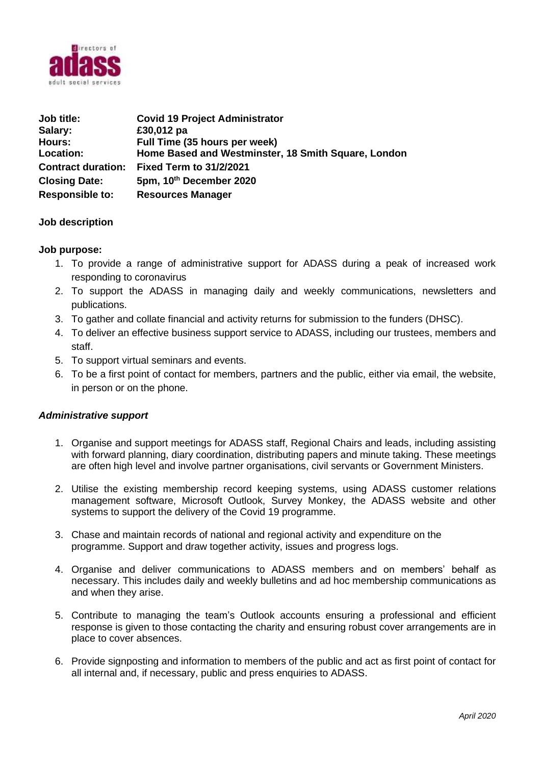| | |
|---|---|
| **Job title:** | **Covid 19 Project Administrator** |
| **Salary:** | **£30,012 pa** |
| **Hours:** | **Full Time (35 hours per week)** |
| **Location:** | **Home Based and Westminster, 18 Smith Square, London** |
| **Contract duration:** | **Fixed Term to 31/2/2021** |
| **Closing Date:** | **5pm, 10th December 2020** |
| **Responsible to:** | **Resources Manager** |

**Job description**

**Job purpose:**

1. To provide a range of administrative support for ADASS during a peak of increased work responding to coronavirus
2. To support the ADASS in managing daily and weekly communications, newsletters and publications.
3. To gather and collate financial and activity returns for submission to the funders (DHSC).
4. To deliver an effective business support service to ADASS, including our trustees, members and staff.
5. To support virtual seminars and events.
6. To be a first point of contact for members, partners and the public, either via email, the website, in person or on the phone.

***Administrative support***

1. Organise and support meetings for ADASS staff, Regional Chairs and leads, including assisting with forward planning, diary coordination, distributing papers and minute taking. These meetings are often high level and involve partner organisations, civil servants or Government Ministers.

2. Utilise the existing membership record keeping systems, using ADASS customer relations management software, Microsoft Outlook, Survey Monkey, the ADASS website and other systems to support the delivery of the Covid 19 programme.

3. Chase and maintain records of national and regional activity and expenditure on the programme. Support and draw together activity, issues and progress logs.

4. Organise and deliver communications to ADASS members and on members' behalf as necessary. This includes daily and weekly bulletins and ad hoc membership communications as and when they arise.

5. Contribute to managing the team's Outlook accounts ensuring a professional and efficient response is given to those contacting the charity and ensuring robust cover arrangements are in place to cover absences.

6. Provide signposting and information to members of the public and act as first point of contact for all internal and, if necessary, public and press enquiries to ADASS.

*April 2020*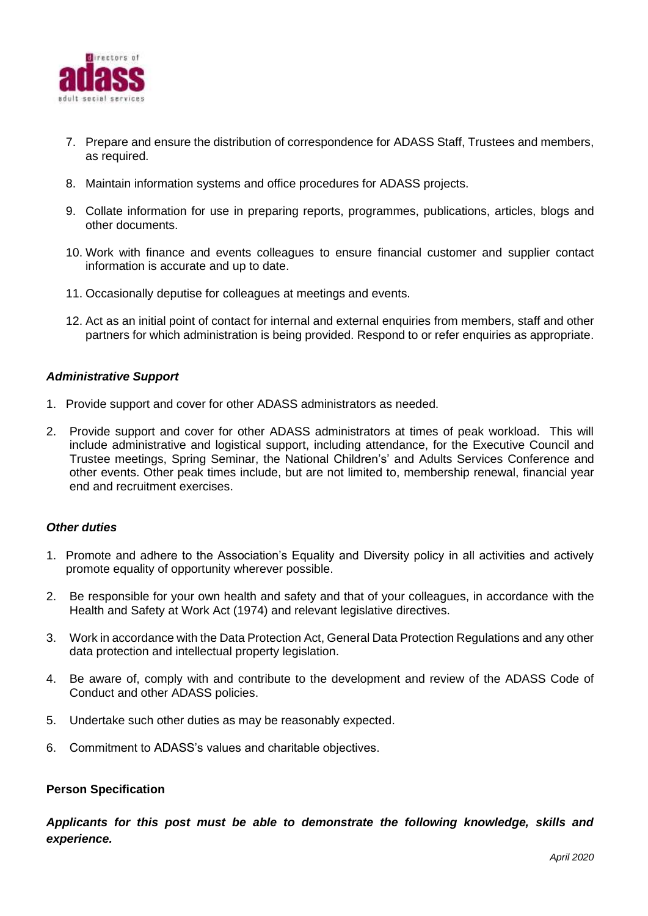7. Prepare and ensure the distribution of correspondence for ADASS Staff, Trustees and members, as required.

8. Maintain information systems and office procedures for ADASS projects.

9. Collate information for use in preparing reports, programmes, publications, articles, blogs and other documents.

10. Work with finance and events colleagues to ensure financial customer and supplier contact information is accurate and up to date.

11. Occasionally deputise for colleagues at meetings and events.

12. Act as an initial point of contact for internal and external enquiries from members, staff and other partners for which administration is being provided. Respond to or refer enquiries as appropriate.

***Administrative Support***

1. Provide support and cover for other ADASS administrators as needed.

2. Provide support and cover for other ADASS administrators at times of peak workload. This will include administrative and logistical support, including attendance, for the Executive Council and Trustee meetings, Spring Seminar, the National Children's' and Adults Services Conference and other events. Other peak times include, but are not limited to, membership renewal, financial year end and recruitment exercises.

***Other duties***

1. Promote and adhere to the Association's Equality and Diversity policy in all activities and actively promote equality of opportunity wherever possible.

2. Be responsible for your own health and safety and that of your colleagues, in accordance with the Health and Safety at Work Act (1974) and relevant legislative directives.

3. Work in accordance with the Data Protection Act, General Data Protection Regulations and any other data protection and intellectual property legislation.

4. Be aware of, comply with and contribute to the development and review of the ADASS Code of Conduct and other ADASS policies.

5. Undertake such other duties as may be reasonably expected.

6. Commitment to ADASS's values and charitable objectives.

**Person Specification**

***Applicants for this post must be able to demonstrate the following knowledge, skills and experience.***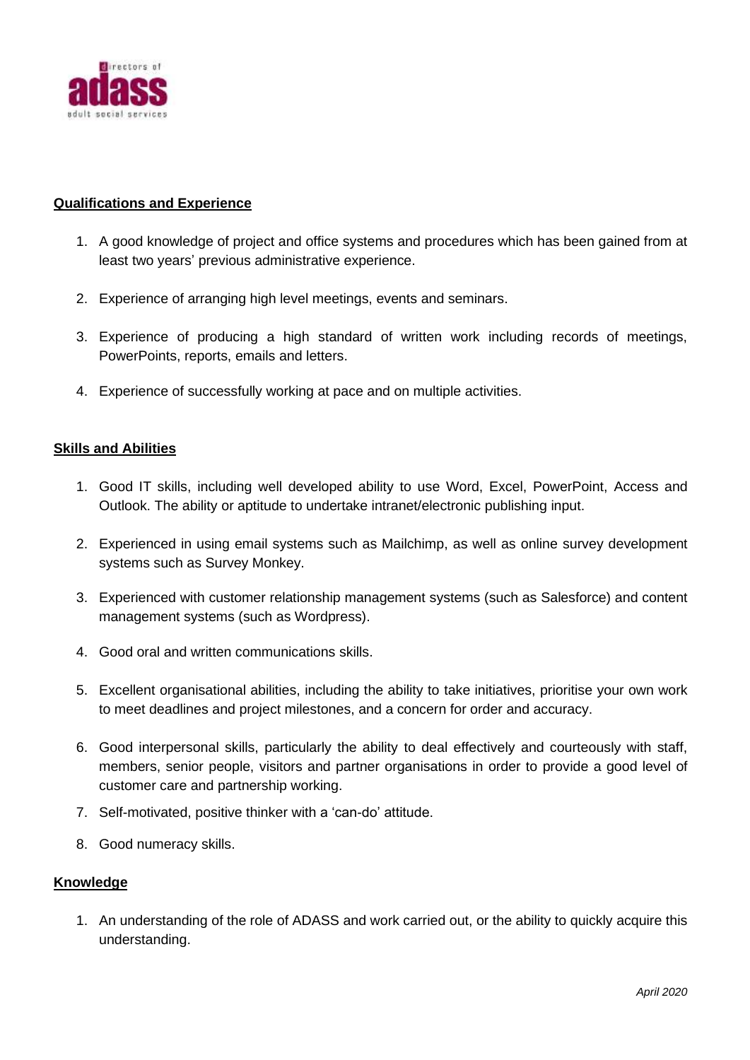## Qualifications and Experience

1. A good knowledge of project and office systems and procedures which has been gained from at least two years' previous administrative experience.

2. Experience of arranging high level meetings, events and seminars.

3. Experience of producing a high standard of written work including records of meetings, PowerPoints, reports, emails and letters.

4. Experience of successfully working at pace and on multiple activities.

## Skills and Abilities

1. Good IT skills, including well developed ability to use Word, Excel, PowerPoint, Access and Outlook. The ability or aptitude to undertake intranet/electronic publishing input.

2. Experienced in using email systems such as Mailchimp, as well as online survey development systems such as Survey Monkey.

3. Experienced with customer relationship management systems (such as Salesforce) and content management systems (such as Wordpress).

4. Good oral and written communications skills.

5. Excellent organisational abilities, including the ability to take initiatives, prioritise your own work to meet deadlines and project milestones, and a concern for order and accuracy.

6. Good interpersonal skills, particularly the ability to deal effectively and courteously with staff, members, senior people, visitors and partner organisations in order to provide a good level of customer care and partnership working.

7. Self-motivated, positive thinker with a 'can-do' attitude.

8. Good numeracy skills.

## Knowledge

1. An understanding of the role of ADASS and work carried out, or the ability to quickly acquire this understanding.

*April 2020*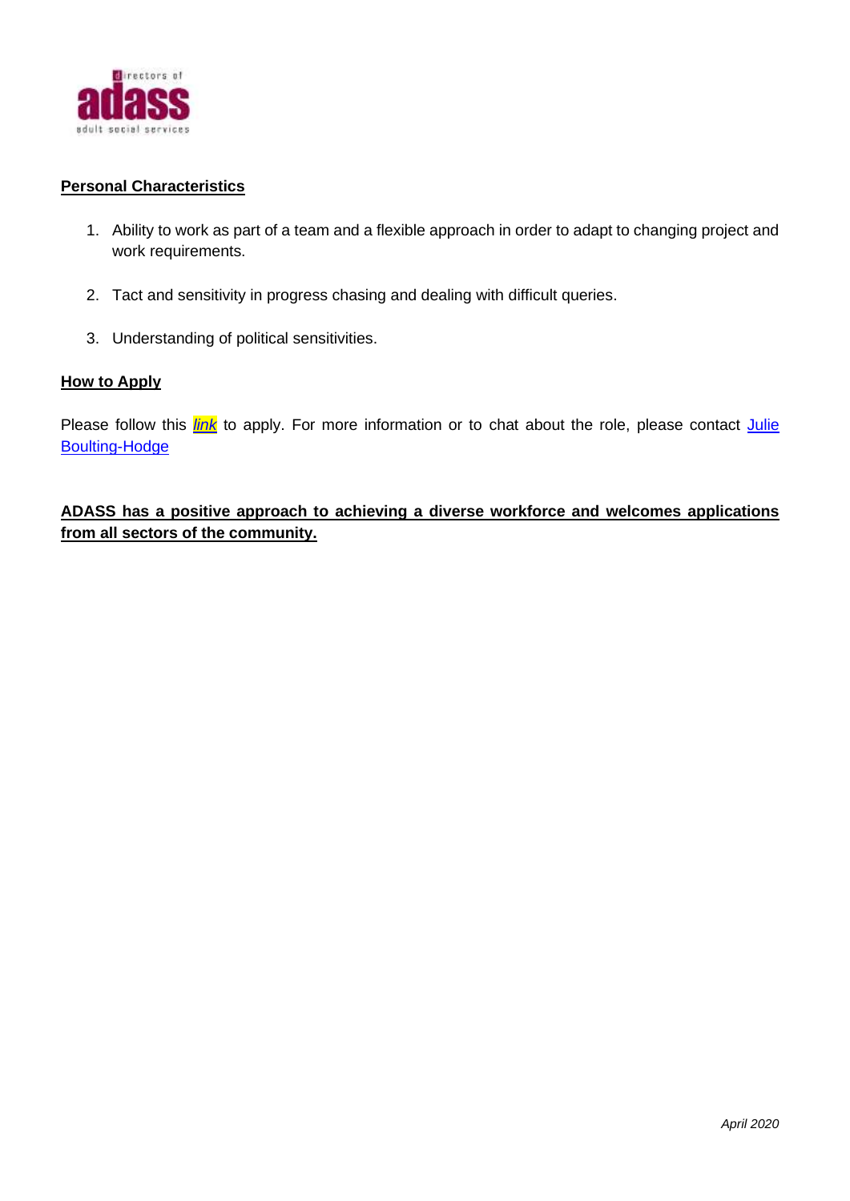## Personal Characteristics

1. Ability to work as part of a team and a flexible approach in order to adapt to changing project and work requirements.

2. Tact and sensitivity in progress chasing and dealing with difficult queries.

3. Understanding of political sensitivities.

## How to Apply

Please follow this *link* to apply. For more information or to chat about the role, please contact Julie Boulting-Hodge

**ADASS has a positive approach to achieving a diverse workforce and welcomes applications from all sectors of the community.**

*April 2020*